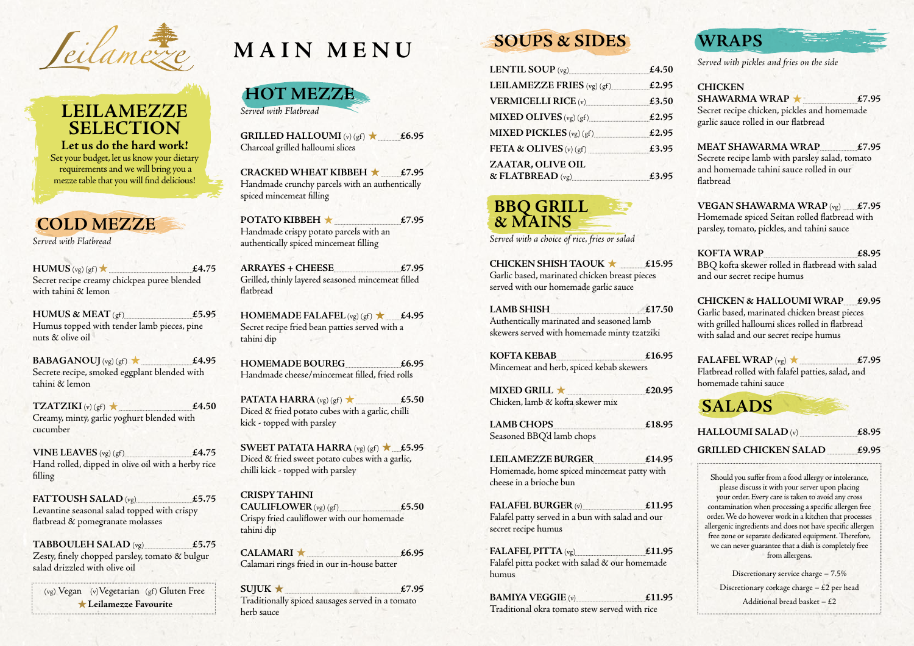# Leilamezze

# MAIN MENU

## LEILAMEZZE SELECTION

**Let us do the hard work!**

Set your budget, let us know your dietary requirements and we will bring you a mezze table that you will find delicious!

## COLD MEZZE

*Served with Flatbread*

**HUMUS** (vg) (gf) ★ ........ £4.75
Secret recipe creamy chickpea puree blended with tahini & lemon

**HUMUS & MEAT** (gf) ........ £5.95
Humus topped with tender lamb pieces, pine nuts & olive oil

**BABAGANOUJ** (vg) (gf) ★ ........ £4.95
Secrete recipe, smoked eggplant blended with tahini & lemon

**TZATZIKI** (v) (gf) ★ ........ £4.50
Creamy, minty, garlic yoghurt blended with cucumber

**VINE LEAVES** (vg) (gf) ........ £4.75
Hand rolled, dipped in olive oil with a herby rice filling

**FATTOUSH SALAD** (vg) ........ £5.75
Levantine seasonal salad topped with crispy flatbread & pomegranate molasses

**TABBOULEH SALAD** (vg) ........ £5.75
Zesty, finely chopped parsley, tomato & bulgur salad drizzled with olive oil

(vg) Vegan (v) Vegetarian (gf) Gluten Free
★ **Leilamezze Favourite**

## HOT MEZZE

*Served with Flatbread*

**GRILLED HALLOUMI** (v) (gf) ★ ........ £6.95
Charcoal grilled halloumi slices

**CRACKED WHEAT KIBBEH** ★ ........ £7.95
Handmade crunchy parcels with an authentically spiced mincemeat filling

**POTATO KIBBEH** ★ ........ £7.95
Handmade crispy potato parcels with an authentically spiced mincemeat filling

**ARRAYES + CHEESE** ........ £7.95
Grilled, thinly layered seasoned mincemeat filled flatbread

**HOMEMADE FALAFEL** (vg) (gf) ★ ........ £4.95
Secret recipe fried bean patties served with a tahini dip

**HOMEMADE BOUREG** ........ £6.95
Handmade cheese/mincemeat filled, fried rolls

**PATATA HARRA** (vg) (gf) ★ ........ £5.50
Diced & fried potato cubes with a garlic, chilli kick - topped with parsley

**SWEET PATATA HARRA** (vg) (gf) ★ ........ £5.95
Diced & fried sweet potato cubes with a garlic, chilli kick - topped with parsley

**CRISPY TAHINI CAULIFLOWER** (vg) (gf) ........ £5.50
Crispy fried cauliflower with our homemade tahini dip

**CALAMARI** ★ ........ £6.95
Calamari rings fried in our in-house batter

**SUJUK** ★ ........ £7.95
Traditionally spiced sausages served in a tomato herb sauce

## SOUPS & SIDES

**LENTIL SOUP** (vg) ........ £4.50
**LEILAMEZZE FRIES** (vg) (gf) ........ £2.95
**VERMICELLI RICE** (v) ........ £3.50
**MIXED OLIVES** (vg) (gf) ........ £2.95
**MIXED PICKLES** (vg) (gf) ........ £2.95
**FETA & OLIVES** (v) (gf) ........ £3.95
**ZAATAR, OLIVE OIL & FLATBREAD** (vg) ........ £3.95

## BBQ GRILL & MAINS

*Served with a choice of rice, fries or salad*

**CHICKEN SHISH TAOUK** ★ ........ £15.95
Garlic based, marinated chicken breast pieces served with our homemade garlic sauce

**LAMB SHISH** ........ £17.50
Authentically marinated and seasoned lamb skewers served with homemade minty tzatziki

**KOFTA KEBAB** ........ £16.95
Mincemeat and herb, spiced kebab skewers

**MIXED GRILL** ★ ........ £20.95
Chicken, lamb & kofta skewer mix

**LAMB CHOPS** ........ £18.95
Seasoned BBQ'd lamb chops

**LEILAMEZZE BURGER** ........ £14.95
Homemade, home spiced mincemeat patty with cheese in a brioche bun

**FALAFEL BURGER** (v) ........ £11.95
Falafel patty served in a bun with salad and our secret recipe humus

**FALAFEL PITTA** (vg) ........ £11.95
Falafel pitta pocket with salad & our homemade humus

**BAMIYA VEGGIE** (v) ........ £11.95
Traditional okra tomato stew served with rice

## WRAPS

*Served with pickles and fries on the side*

**CHICKEN SHAWARMA WRAP** ★ ........ £7.95
Secret recipe chicken, pickles and homemade garlic sauce rolled in our flatbread

**MEAT SHAWARMA WRAP** ........ £7.95
Secrete recipe lamb with parsley salad, tomato and homemade tahini sauce rolled in our flatbread

**VEGAN SHAWARMA WRAP** (vg) ........ £7.95
Homemade spiced Seitan rolled flatbread with parsley, tomato, pickles, and tahini sauce

**KOFTA WRAP** ........ £8.95
BBQ kofta skewer rolled in flatbread with salad and our secret recipe humus

**CHICKEN & HALLOUMI WRAP** ........ £9.95
Garlic based, marinated chicken breast pieces with grilled halloumi slices rolled in flatbread with salad and our secret recipe humus

**FALAFEL WRAP** (vg) ★ ........ £7.95
Flatbread rolled with falafel patties, salad, and homemade tahini sauce

## SALADS

**HALLOUMI SALAD** (v) ........ £8.95
**GRILLED CHICKEN SALAD** ........ £9.95

Should you suffer from a food allergy or intolerance, please discuss it with your server upon placing your order. Every care is taken to avoid any cross contamination when processing a specific allergen free order. We do however work in a kitchen that processes allergenic ingredients and does not have specific allergen free zone or separate dedicated equipment. Therefore, we can never guarantee that a dish is completely free from allergens.

Discretionary service charge – 7.5%
Discretionary corkage charge – £2 per head
Additional bread basket – £2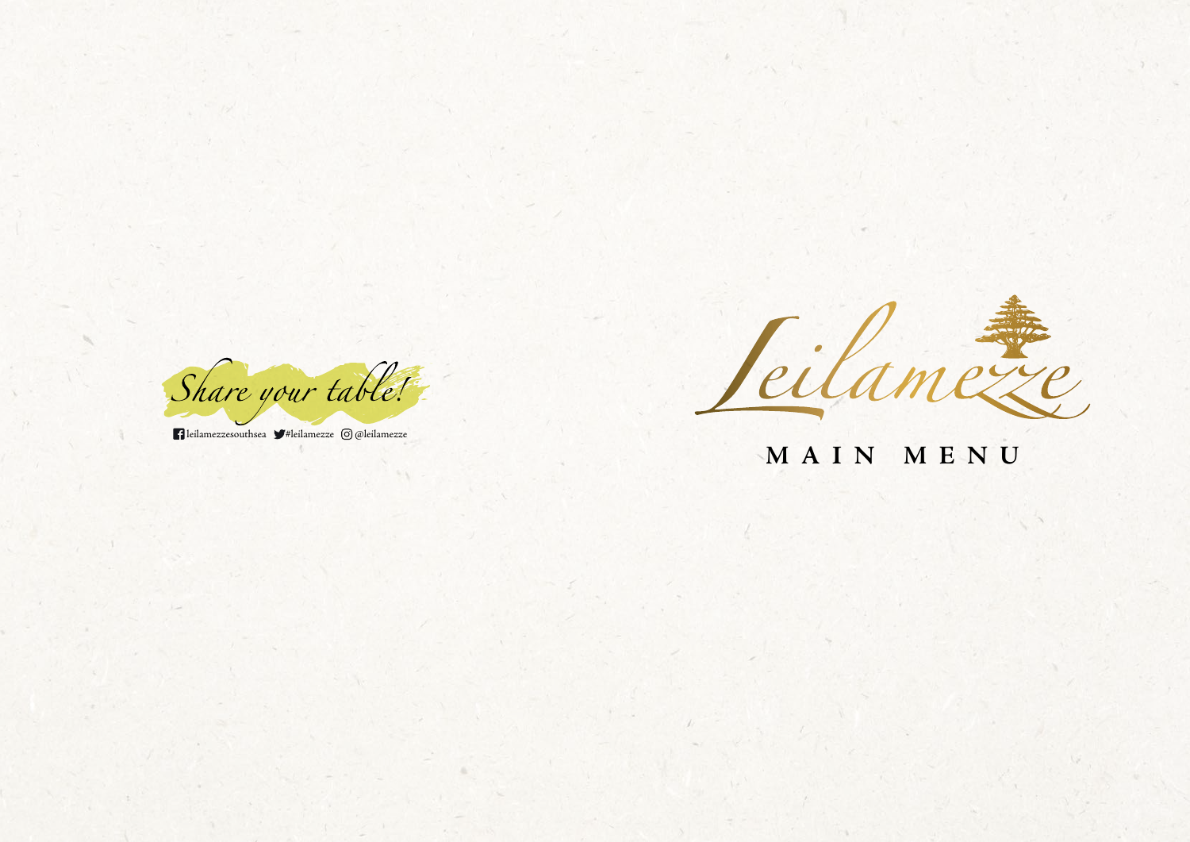*Share your table!*

leilamezzesouthsea #leilamezze @leilamezze

# Leilamezze

## MAIN MENU